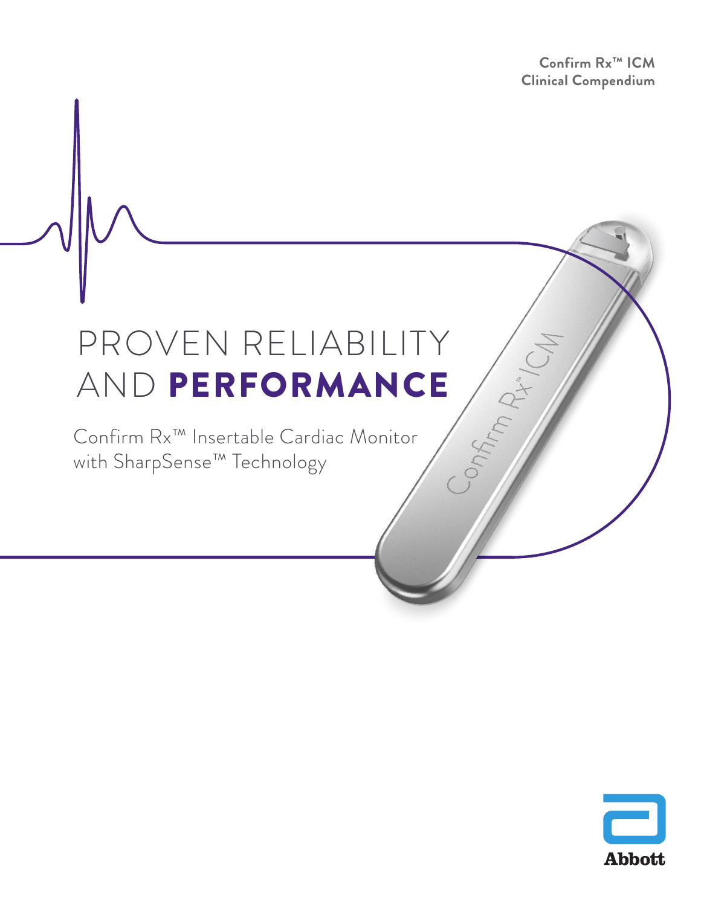**Confirm Rx™ ICM**
**Clinical Compendium**

# PROVEN RELIABILITY AND **PERFORMANCE**

Confirm Rx™ Insertable Cardiac Monitor with SharpSense™ Technology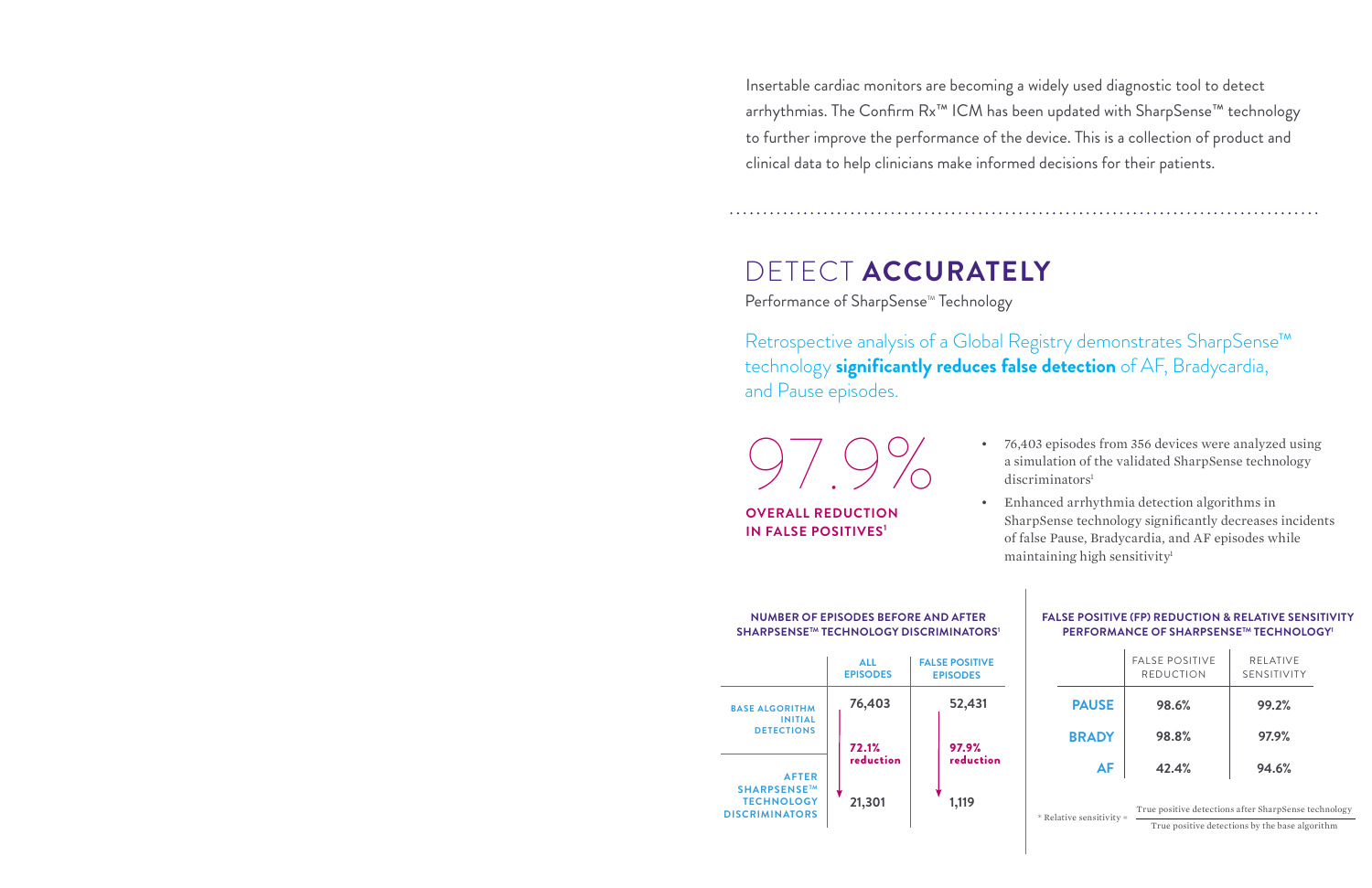Insertable cardiac monitors are becoming a widely used diagnostic tool to detect arrhythmias. The Confirm Rx™ ICM has been updated with SharpSense™ technology to further improve the performance of the device. This is a collection of product and clinical data to help clinicians make informed decisions for their patients.

# DETECT **ACCURATELY**

Performance of SharpSense™ Technology

Retrospective analysis of a Global Registry demonstrates SharpSense™ technology **significantly reduces false detection** of AF, Bradycardia, and Pause episodes.

97.9%

**OVERALL REDUCTION IN FALSE POSITIVES[1]**

- 76,403 episodes from 356 devices were analyzed using a simulation of the validated SharpSense technology discriminators[1]
- Enhanced arrhythmia detection algorithms in SharpSense technology significantly decreases incidents of false Pause, Bradycardia, and AF episodes while maintaining high sensitivity[1]

**NUMBER OF EPISODES BEFORE AND AFTER SHARPSENSE™ TECHNOLOGY DISCRIMINATORS[1]**

| | ALL EPISODES | FALSE POSITIVE EPISODES |
|---|---|---|
| BASE ALGORITHM INITIAL DETECTIONS | 76,403 | 52,431 |
| | 72.1% reduction | 97.9% reduction |
| AFTER SHARPSENSE™ TECHNOLOGY DISCRIMINATORS | 21,301 | 1,119 |

**FALSE POSITIVE (FP) REDUCTION & RELATIVE SENSITIVITY PERFORMANCE OF SHARPSENSE™ TECHNOLOGY[1]**

| | FALSE POSITIVE REDUCTION | RELATIVE SENSITIVITY |
|---|---|---|
| PAUSE | 98.6% | 99.2% |
| BRADY | 98.8% | 97.9% |
| AF | 42.4% | 94.6% |

$$\text{* Relative sensitivity} = \frac{\text{True positive detections after SharpSense technology}}{\text{True positive detections by the base algorithm}}$$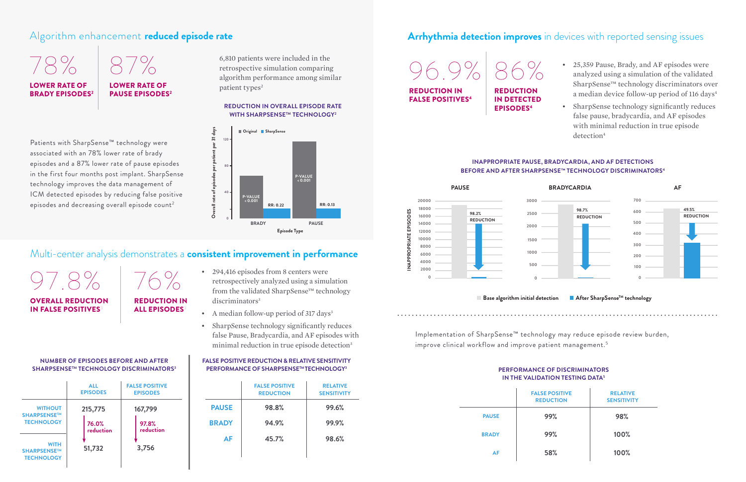## Algorithm enhancement **reduced episode rate**

**78%**
**LOWER RATE OF BRADY EPISODES**[2]

**87%**
**LOWER RATE OF PAUSE EPISODES**[2]

6,810 patients were included in the retrospective simulation comparing algorithm performance among similar patient types[2]

Patients with SharpSense™ technology were associated with an 78% lower rate of brady episodes and a 87% lower rate of pause episodes in the first four months post implant. SharpSense technology improves the data management of ICM detected episodes by reducing false positive episodes and decreasing overall episode count[2]

**REDUCTION IN OVERALL EPISODE RATE WITH SHARPSENSE™ TECHNOLOGY**[2]

## Multi-center analysis demonstrates a **consistent improvement in performance**

**97.8%**
**OVERALL REDUCTION IN FALSE POSITIVES**

**76%**
**REDUCTION IN ALL EPISODES**

- 294,416 episodes from 8 centers were retrospectively analyzed using a simulation from the validated SharpSense™ technology discriminators[3]
- A median follow-up period of 317 days[3]
- SharpSense technology significantly reduces false Pause, Bradycardia, and AF episodes with minimal reduction in true episode detection[3]

**NUMBER OF EPISODES BEFORE AND AFTER SHARPSENSE™ TECHNOLOGY DISCRIMINATORS**[3]

| | ALL EPISODES | FALSE POSITIVE EPISODES |
|---|---|---|
| WITHOUT SHARPSENSE™ TECHNOLOGY | 215,775 | 167,799 |
| | 76.0% reduction | 97.8% reduction |
| WITH SHARPSENSE™ TECHNOLOGY | 51,732 | 3,756 |

**FALSE POSITIVE REDUCTION & RELATIVE SENSITIVITY PERFORMANCE OF SHARPSENSE™ TECHNOLOGY**[3]

| | FALSE POSITIVE REDUCTION | RELATIVE SENSITIVITY |
|---|---|---|
| PAUSE | 98.8% | 99.6% |
| BRADY | 94.9% | 99.9% |
| AF | 45.7% | 98.6% |

## **Arrhythmia detection improves** in devices with reported sensing issues

**96.9%**
**REDUCTION IN FALSE POSITIVES**[4]

**86%**
**REDUCTION IN DETECTED EPISODES**[4]

- 25,359 Pause, Brady, and AF episodes were analyzed using a simulation of the validated SharpSense™ technology discriminators over a median device follow-up period of 116 days[4]
- SharpSense technology significantly reduces false pause, bradycardia, and AF episodes with minimal reduction in true episode detection[4]

**INAPPROPRIATE PAUSE, BRADYCARDIA, AND AF DETECTIONS BEFORE AND AFTER SHARPSENSE™ TECHNOLOGY DISCRIMINATORS**[4]

Implementation of SharpSense™ technology may reduce episode review burden, improve clinical workflow and improve patient management.[5]

**PERFORMANCE OF DISCRIMINATORS IN THE VALIDATION TESTING DATA**[5]

| | FALSE POSITIVE REDUCTION | RELATIVE SENSITIVITY |
|---|---|---|
| PAUSE | 99% | 98% |
| BRADY | 99% | 100% |
| AF | 58% | 100% |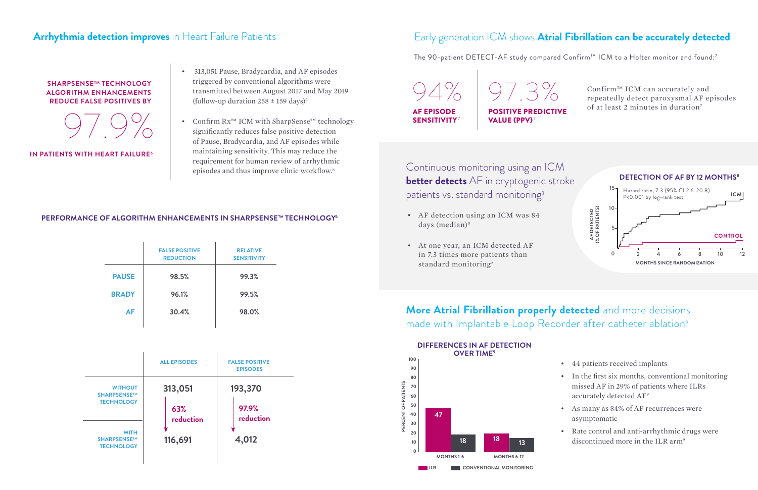## **Arrhythmia detection improves** in Heart Failure Patients

**SHARPSENSE™ TECHNOLOGY ALGORITHM ENHANCEMENTS REDUCE FALSE POSITIVES BY**

97.9%

**IN PATIENTS WITH HEART FAILURE**[6]

- 313,051 Pause, Bradycardia, and AF episodes triggered by conventional algorithms were transmitted between August 2017 and May 2019 (follow-up duration 258 ± 159 days)[6]
- Confirm Rx™ ICM with SharpSense™ technology significantly reduces false positive detection of Pause, Bradycardia, and AF episodes while maintaining sensitivity. This may reduce the requirement for human review of arrhythmic episodes and thus improve clinic workflow.[6]

**PERFORMANCE OF ALGORITHM ENHANCEMENTS IN SHARPSENSE™ TECHNOLOGY**[6]

| | FALSE POSITIVE REDUCTION | RELATIVE SENSITIVITY |
|---|---|---|
| **PAUSE** | 98.5% | 99.3% |
| **BRADY** | 96.1% | 99.5% |
| **AF** | 30.4% | 98.0% |

| | ALL EPISODES | FALSE POSITIVE EPISODES |
|---|---|---|
| **WITHOUT SHARPSENSE™ TECHNOLOGY** | 313,051 | 193,370 |
| | **63% reduction** | **97.9% reduction** |
| **WITH SHARPSENSE™ TECHNOLOGY** | 116,691 | 4,012 |

## Early generation ICM shows **Atrial Fibrillation can be accurately detected**

The 90-patient DETECT-AF study compared Confirm™ ICM to a Holter monitor and found:[7]

94% **AF EPISODE SENSITIVITY**[7]

97.3% **POSITIVE PREDICTIVE VALUE (PPV)**[7]

Confirm™ ICM can accurately and repeatedly detect paroxysmal AF episodes of at least 2 minutes in duration[7]

## Continuous monitoring using an ICM **better detects** AF in cryptogenic stroke patients vs. standard monitoring[8]

- AF detection using an ICM was 84 days (median)[8]
- At one year, an ICM detected AF in 7.3 times more patients than standard monitoring[8]

**DETECTION OF AF BY 12 MONTHS**[8]

Hazard ratio, 7.3 (95% CI 2.6-20.8)
P<0.001 by log-rank test

ICM / CONTROL

AF DETECTED (% OF PATIENTS) vs. MONTHS SINCE RANDOMIZATION

## **More Atrial Fibrillation properly detected** and more decisions made with Implantable Loop Recorder after catheter ablation[9]

**DIFFERENCES IN AF DETECTION OVER TIME**[9]

| PERCENT OF PATIENTS | ILR | CONVENTIONAL MONITORING |
|---|---|---|
| MONTHS 1-6 | 47 | 18 |
| MONTHS 6-12 | 18 | 13 |

- 44 patients received implants
- In the first six months, conventional monitoring missed AF in 29% of patients where ILRs accurately detected AF[9]
- As many as 84% of AF recurrences were asymptomatic
- Rate control and anti-arrhythmic drugs were discontinued more in the ILR arm[9]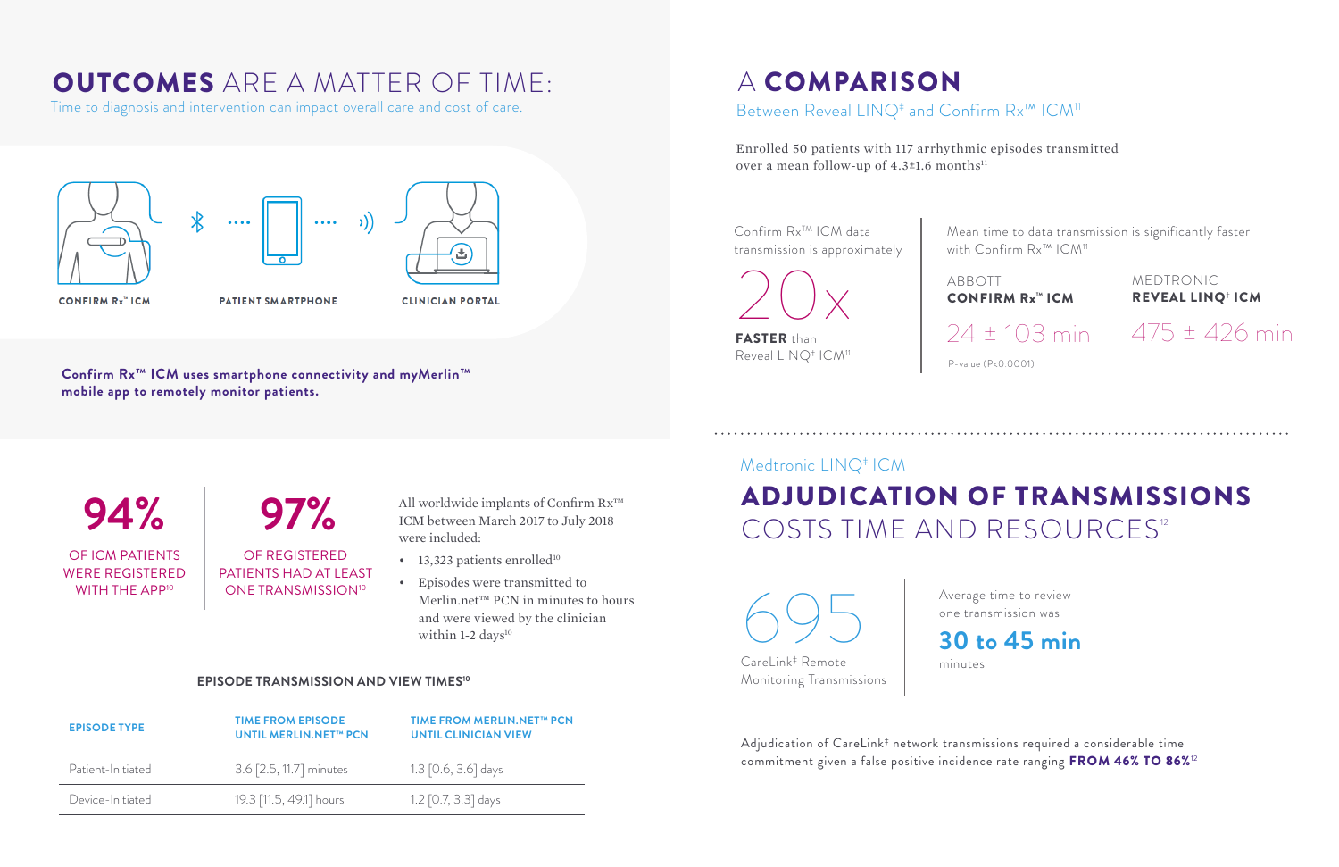# OUTCOMES ARE A MATTER OF TIME:

Time to diagnosis and intervention can impact overall care and cost of care.

CONFIRM Rx™ ICM

PATIENT SMARTPHONE

CLINICIAN PORTAL

**Confirm Rx™ ICM uses smartphone connectivity and myMerlin™ mobile app to remotely monitor patients.**

**94%**

OF ICM PATIENTS WERE REGISTERED WITH THE APP[10]

**97%**

OF REGISTERED PATIENTS HAD AT LEAST ONE TRANSMISSION[10]

All worldwide implants of Confirm Rx™ ICM between March 2017 to July 2018 were included:

- 13,323 patients enrolled[10]
- Episodes were transmitted to Merlin.net™ PCN in minutes to hours and were viewed by the clinician within 1-2 days[10]

**EPISODE TRANSMISSION AND VIEW TIMES[10]**

| EPISODE TYPE | TIME FROM EPISODE UNTIL MERLIN.NET™ PCN | TIME FROM MERLIN.NET™ PCN UNTIL CLINICIAN VIEW |
|---|---|---|
| Patient-Initiated | 3.6 [2.5, 11.7] minutes | 1.3 [0.6, 3.6] days |
| Device-Initiated | 19.3 [11.5, 49.1] hours | 1.2 [0.7, 3.3] days |

# A COMPARISON

Between Reveal LINQ‡ and Confirm Rx™ ICM[11]

Enrolled 50 patients with 117 arrhythmic episodes transmitted over a mean follow-up of 4.3±1.6 months[11]

Confirm Rx™ ICM data transmission is approximately

20x

**FASTER** than Reveal LINQ‡ ICM[11]

Mean time to data transmission is significantly faster with Confirm Rx™ ICM[11]

| ABBOTT **CONFIRM Rx™ ICM** | MEDTRONIC **REVEAL LINQ‡ ICM** |
|---|---|
| 24 ± 103 min | 475 ± 426 min |

P-value (P<0.0001)

Medtronic LINQ‡ ICM

# ADJUDICATION OF TRANSMISSIONS COSTS TIME AND RESOURCES[12]

695

CareLink‡ Remote Monitoring Transmissions

Average time to review one transmission was

**30 to 45 min**

minutes

Adjudication of CareLink‡ network transmissions required a considerable time commitment given a false positive incidence rate ranging **FROM 46% TO 86%**[12]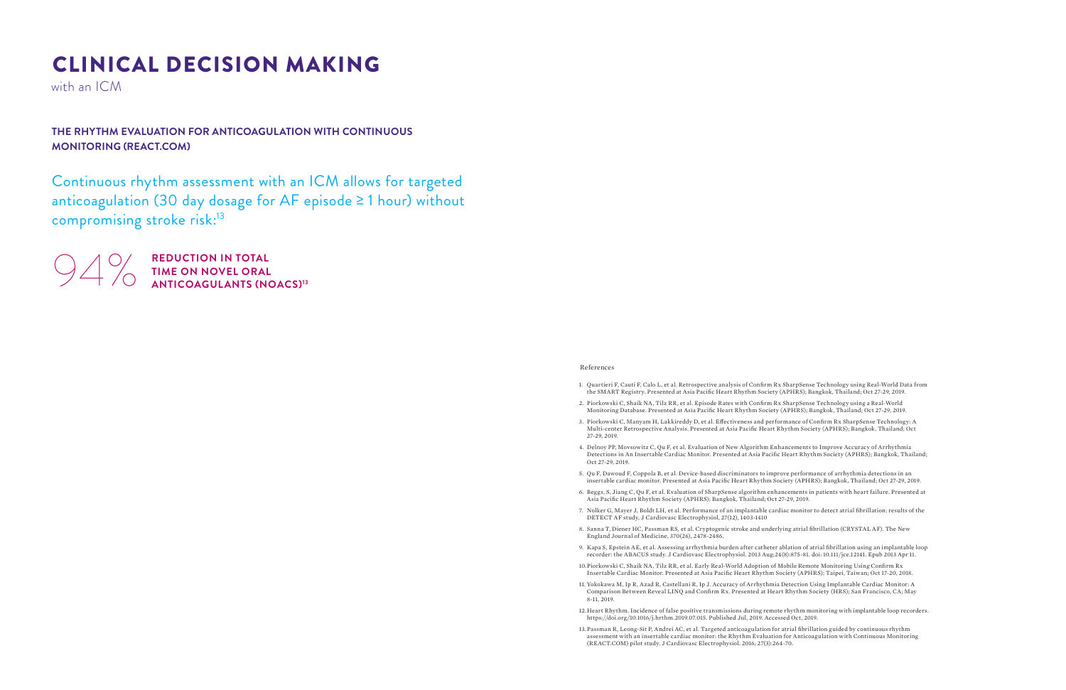# CLINICAL DECISION MAKING

with an ICM

### THE RHYTHM EVALUATION FOR ANTICOAGULATION WITH CONTINUOUS MONITORING (REACT.COM)

Continuous rhythm assessment with an ICM allows for targeted anticoagulation (30 day dosage for AF episode ≥ 1 hour) without compromising stroke risk:[13]

94% **REDUCTION IN TOTAL TIME ON NOVEL ORAL ANTICOAGULANTS (NOACS)[13]**

References

1. Quartieri F, Cauti F, Calo L, et al. Retrospective analysis of Confirm Rx SharpSense Technology using Real-World Data from the SMART Registry. Presented at Asia Pacific Heart Rhythm Society (APHRS); Bangkok, Thailand; Oct 27-29, 2019.
2. Piorkowski C, Shaik NA, Tilz RR, et al. Episode Rates with Confirm Rx SharpSense Technology using a Real-World Monitoring Database. Presented at Asia Pacific Heart Rhythm Society (APHRS); Bangkok, Thailand; Oct 27-29, 2019.
3. Piorkowski C, Manyam H, Lakkireddy D, et al. Effectiveness and performance of Confirm Rx SharpSense Technology: A Multi-center Retrospective Analysis. Presented at Asia Pacific Heart Rhythm Society (APHRS); Bangkok, Thailand; Oct 27-29, 2019.
4. Delnoy PP, Movsowitz C, Qu F, et al. Evaluation of New Algorithm Enhancements to Improve Accuracy of Arrhythmia Detections in An Insertable Cardiac Monitor. Presented at Asia Pacific Heart Rhythm Society (APHRS); Bangkok, Thailand; Oct 27-29, 2019.
5. Qu F, Dawoud F, Coppola B, et al. Device-based discriminators to improve performance of arrhythmia detections in an insertable cardiac monitor. Presented at Asia Pacific Heart Rhythm Society (APHRS); Bangkok, Thailand; Oct 27-29, 2019.
6. Beggs, S, Jiang C, Qu F, et al. Evaluation of SharpSense algorithm enhancements in patients with heart failure. Presented at Asia Pacific Heart Rhythm Society (APHRS); Bangkok, Thailand; Oct 27-29, 2019.
7. Nolker G, Mayer J, Boldt LH, et al. Performance of an implantable cardiac monitor to detect atrial fibrillation: results of the DETECT AF study, J Cardiovasc Electrophysiol, 27(12), 1403-1410
8. Sanna T, Diener HC, Passman RS, et al. Cryptogenic stroke and underlying atrial fibrillation (CRYSTAL AF). The New England Journal of Medicine, 370(26), 2478-2486.
9. Kapa S, Epstein AE, et al. Assessing arrhythmia burden after catheter ablation of atrial fibrillation using an implantable loop recorder: the ABACUS study. J Cardiovasc Electrophysiol. 2013 Aug;24(8):875-81. doi: 10.111/jce.12141. Epub 2013 Apr 11.
10. Piorkowski C, Shaik NA, Tilz RR, et al. Early Real-World Adoption of Mobile Remote Monitoring Using Confirm Rx Insertable Cardiac Monitor. Presented at Asia Pacific Heart Rhythm Society (APHRS); Taipei, Taiwan; Oct 17-20, 2018.
11. Yokokawa M, Ip R, Azad R, Castellani R, Ip J. Accuracy of Arrhythmia Detection Using Implantable Cardiac Monitor: A Comparison Between Reveal LINQ and Confirm Rx. Presented at Heart Rhythm Society (HRS); San Francisco, CA; May 8-11, 2019.
12. Heart Rhythm. Incidence of false positive transmissions during remote rhythm monitoring with implantable loop recorders. https://doi.org/10.1016/j.hrthm.2019.07.015. Published Jul, 2019. Accessed Oct, 2019.
13. Passman R, Leong-Sit P, Andrei AC, et al. Targeted anticoagulation for atrial fibrillation guided by continuous rhythm assessment with an insertable cardiac monitor: the Rhythm Evaluation for Anticoagulation with Continuous Monitoring (REACT.COM) pilot study. J Cardiovasc Electrophysiol. 2016; 27(3):264-70.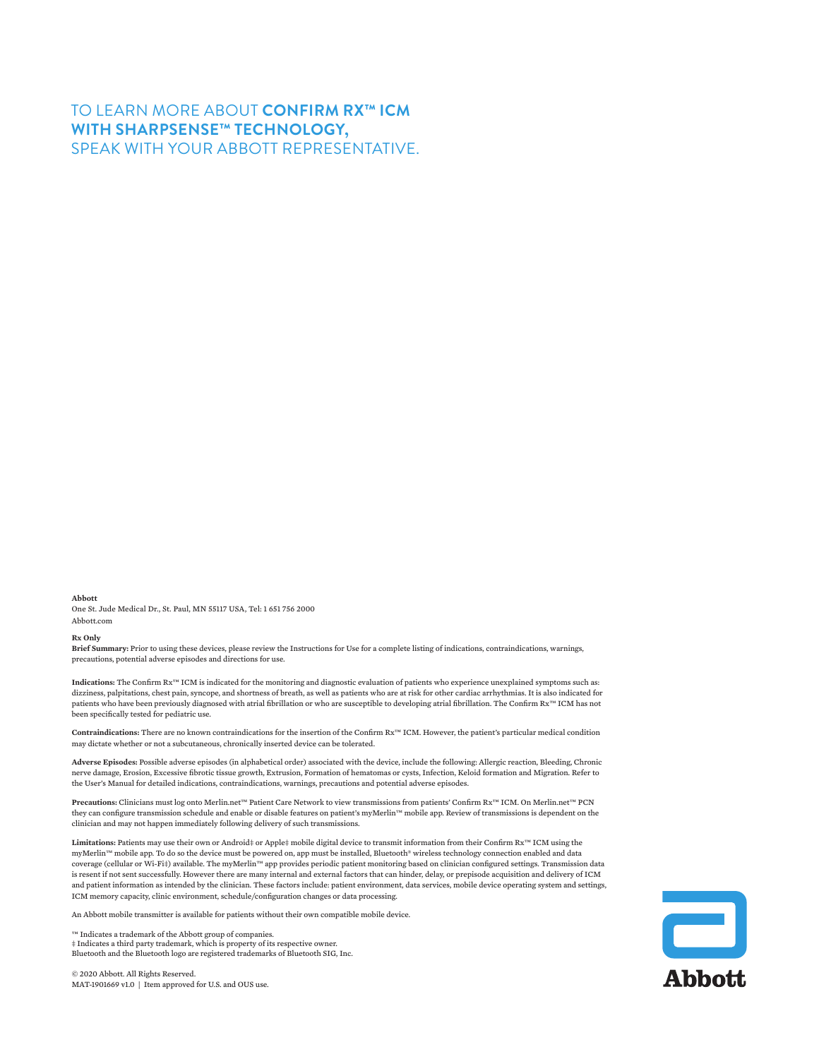TO LEARN MORE ABOUT **CONFIRM RX™ ICM WITH SHARPSENSE™ TECHNOLOGY,** SPEAK WITH YOUR ABBOTT REPRESENTATIVE.

**Abbott**
One St. Jude Medical Dr., St. Paul, MN 55117 USA, Tel: 1 651 756 2000
Abbott.com

**Rx Only**
**Brief Summary:** Prior to using these devices, please review the Instructions for Use for a complete listing of indications, contraindications, warnings, precautions, potential adverse episodes and directions for use.

**Indications:** The Confirm Rx™ ICM is indicated for the monitoring and diagnostic evaluation of patients who experience unexplained symptoms such as: dizziness, palpitations, chest pain, syncope, and shortness of breath, as well as patients who are at risk for other cardiac arrhythmias. It is also indicated for patients who have been previously diagnosed with atrial fibrillation or who are susceptible to developing atrial fibrillation. The Confirm Rx™ ICM has not been specifically tested for pediatric use.

**Contraindications:** There are no known contraindications for the insertion of the Confirm Rx™ ICM. However, the patient's particular medical condition may dictate whether or not a subcutaneous, chronically inserted device can be tolerated.

**Adverse Episodes:** Possible adverse episodes (in alphabetical order) associated with the device, include the following: Allergic reaction, Bleeding, Chronic nerve damage, Erosion, Excessive fibrotic tissue growth, Extrusion, Formation of hematomas or cysts, Infection, Keloid formation and Migration. Refer to the User's Manual for detailed indications, contraindications, warnings, precautions and potential adverse episodes.

**Precautions:** Clinicians must log onto Merlin.net™ Patient Care Network to view transmissions from patients' Confirm Rx™ ICM. On Merlin.net™ PCN they can configure transmission schedule and enable or disable features on patient's myMerlin™ mobile app. Review of transmissions is dependent on the clinician and may not happen immediately following delivery of such transmissions.

**Limitations:** Patients may use their own or Android‡ or Apple‡ mobile digital device to transmit information from their Confirm Rx™ ICM using the myMerlin™ mobile app. To do so the device must be powered on, app must be installed, Bluetooth® wireless technology connection enabled and data coverage (cellular or Wi-Fi‡) available. The myMerlin™ app provides periodic patient monitoring based on clinician configured settings. Transmission data is resent if not sent successfully. However there are many internal and external factors that can hinder, delay, or prepisode acquisition and delivery of ICM and patient information as intended by the clinician. These factors include: patient environment, data services, mobile device operating system and settings, ICM memory capacity, clinic environment, schedule/configuration changes or data processing.

An Abbott mobile transmitter is available for patients without their own compatible mobile device.

™ Indicates a trademark of the Abbott group of companies.
‡ Indicates a third party trademark, which is property of its respective owner.
Bluetooth and the Bluetooth logo are registered trademarks of Bluetooth SIG, Inc.

© 2020 Abbott. All Rights Reserved.
MAT-1901669 v1.0 | Item approved for U.S. and OUS use.

Abbott